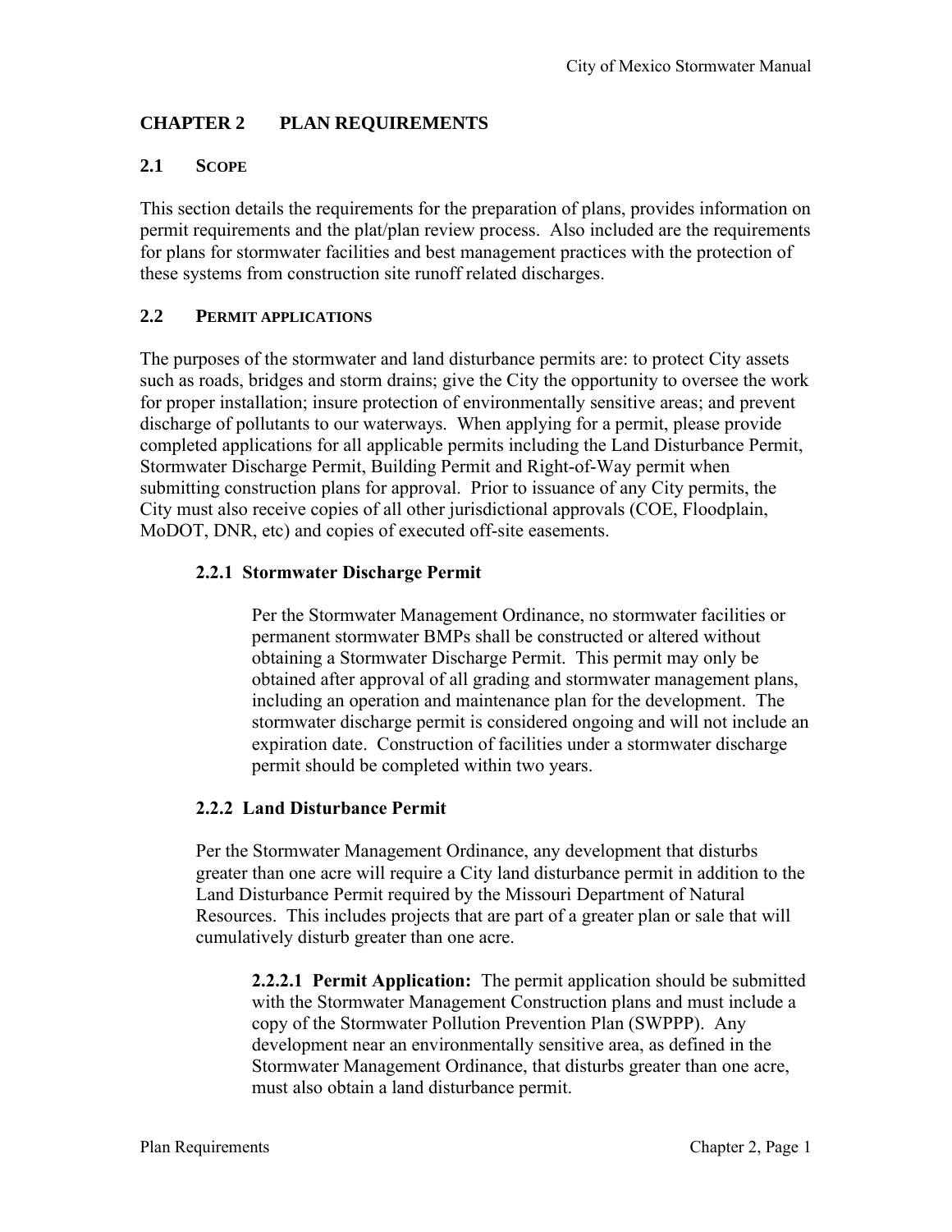# CHAPTER 2 PLAN REQUIREMENTS

## 2.1 Scope

This section details the requirements for the preparation of plans, provides information on permit requirements and the plat/plan review process. Also included are the requirements for plans for stormwater facilities and best management practices with the protection of these systems from construction site runoff related discharges.

## 2.2 Permit applications

The purposes of the stormwater and land disturbance permits are: to protect City assets such as roads, bridges and storm drains; give the City the opportunity to oversee the work for proper installation; insure protection of environmentally sensitive areas; and prevent discharge of pollutants to our waterways. When applying for a permit, please provide completed applications for all applicable permits including the Land Disturbance Permit, Stormwater Discharge Permit, Building Permit and Right-of-Way permit when submitting construction plans for approval. Prior to issuance of any City permits, the City must also receive copies of all other jurisdictional approvals (COE, Floodplain, MoDOT, DNR, etc) and copies of executed off-site easements.

### 2.2.1 Stormwater Discharge Permit

Per the Stormwater Management Ordinance, no stormwater facilities or permanent stormwater BMPs shall be constructed or altered without obtaining a Stormwater Discharge Permit. This permit may only be obtained after approval of all grading and stormwater management plans, including an operation and maintenance plan for the development. The stormwater discharge permit is considered ongoing and will not include an expiration date. Construction of facilities under a stormwater discharge permit should be completed within two years.

### 2.2.2 Land Disturbance Permit

Per the Stormwater Management Ordinance, any development that disturbs greater than one acre will require a City land disturbance permit in addition to the Land Disturbance Permit required by the Missouri Department of Natural Resources. This includes projects that are part of a greater plan or sale that will cumulatively disturb greater than one acre.

**2.2.2.1 Permit Application:** The permit application should be submitted with the Stormwater Management Construction plans and must include a copy of the Stormwater Pollution Prevention Plan (SWPPP). Any development near an environmentally sensitive area, as defined in the Stormwater Management Ordinance, that disturbs greater than one acre, must also obtain a land disturbance permit.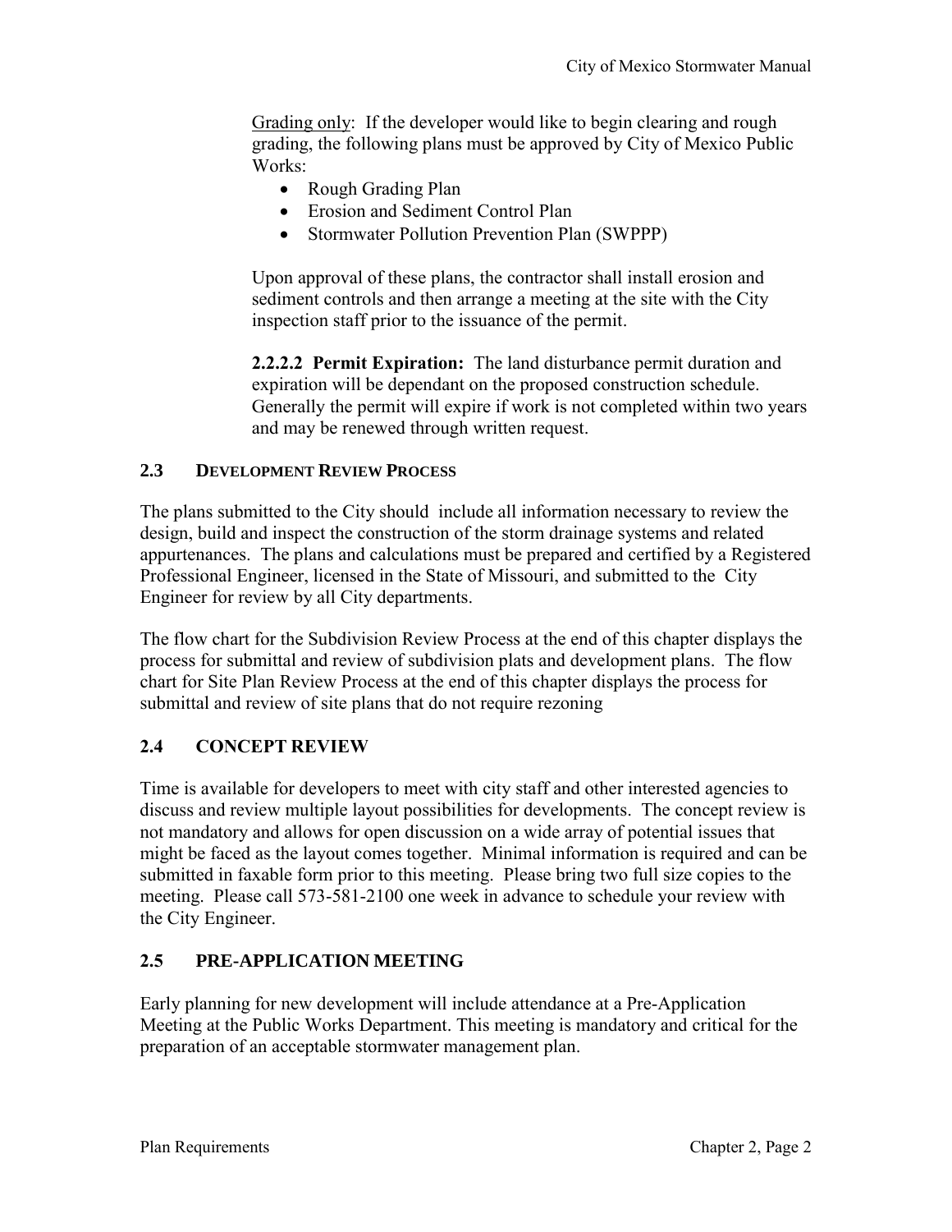Grading only: If the developer would like to begin clearing and rough grading, the following plans must be approved by City of Mexico Public Works:

- Rough Grading Plan
- Erosion and Sediment Control Plan
- Stormwater Pollution Prevention Plan (SWPPP)

Upon approval of these plans, the contractor shall install erosion and sediment controls and then arrange a meeting at the site with the City inspection staff prior to the issuance of the permit.

**2.2.2.2 Permit Expiration:** The land disturbance permit duration and expiration will be dependant on the proposed construction schedule. Generally the permit will expire if work is not completed within two years and may be renewed through written request.

## 2.3 DEVELOPMENT REVIEW PROCESS

The plans submitted to the City should include all information necessary to review the design, build and inspect the construction of the storm drainage systems and related appurtenances. The plans and calculations must be prepared and certified by a Registered Professional Engineer, licensed in the State of Missouri, and submitted to the City Engineer for review by all City departments.

The flow chart for the Subdivision Review Process at the end of this chapter displays the process for submittal and review of subdivision plats and development plans. The flow chart for Site Plan Review Process at the end of this chapter displays the process for submittal and review of site plans that do not require rezoning

## 2.4 CONCEPT REVIEW

Time is available for developers to meet with city staff and other interested agencies to discuss and review multiple layout possibilities for developments. The concept review is not mandatory and allows for open discussion on a wide array of potential issues that might be faced as the layout comes together. Minimal information is required and can be submitted in faxable form prior to this meeting. Please bring two full size copies to the meeting. Please call 573-581-2100 one week in advance to schedule your review with the City Engineer.

## 2.5 PRE-APPLICATION MEETING

Early planning for new development will include attendance at a Pre-Application Meeting at the Public Works Department. This meeting is mandatory and critical for the preparation of an acceptable stormwater management plan.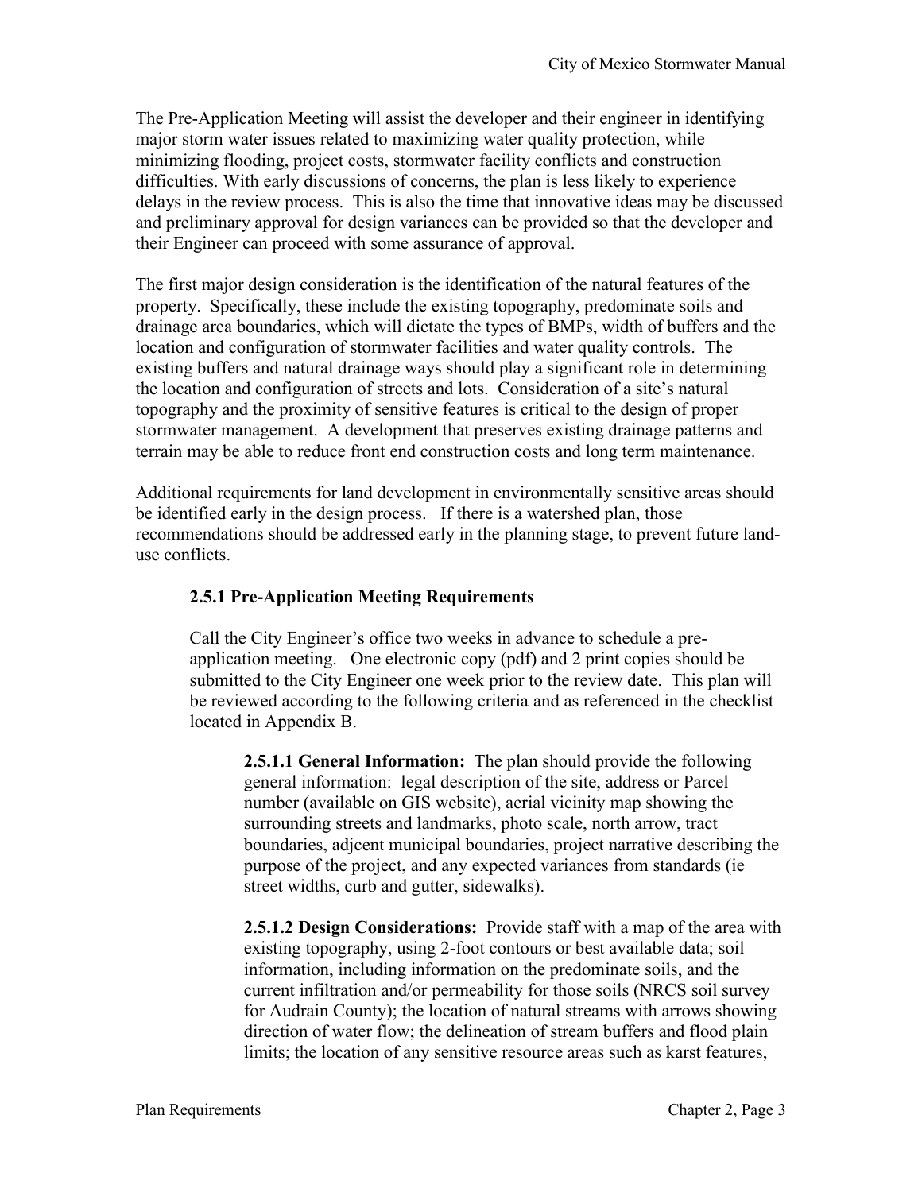The Pre-Application Meeting will assist the developer and their engineer in identifying major storm water issues related to maximizing water quality protection, while minimizing flooding, project costs, stormwater facility conflicts and construction difficulties. With early discussions of concerns, the plan is less likely to experience delays in the review process. This is also the time that innovative ideas may be discussed and preliminary approval for design variances can be provided so that the developer and their Engineer can proceed with some assurance of approval.

The first major design consideration is the identification of the natural features of the property. Specifically, these include the existing topography, predominate soils and drainage area boundaries, which will dictate the types of BMPs, width of buffers and the location and configuration of stormwater facilities and water quality controls. The existing buffers and natural drainage ways should play a significant role in determining the location and configuration of streets and lots. Consideration of a site's natural topography and the proximity of sensitive features is critical to the design of proper stormwater management. A development that preserves existing drainage patterns and terrain may be able to reduce front end construction costs and long term maintenance.

Additional requirements for land development in environmentally sensitive areas should be identified early in the design process. If there is a watershed plan, those recommendations should be addressed early in the planning stage, to prevent future land-use conflicts.

### 2.5.1 Pre-Application Meeting Requirements

Call the City Engineer's office two weeks in advance to schedule a pre-application meeting. One electronic copy (pdf) and 2 print copies should be submitted to the City Engineer one week prior to the review date. This plan will be reviewed according to the following criteria and as referenced in the checklist located in Appendix B.

**2.5.1.1 General Information:** The plan should provide the following general information: legal description of the site, address or Parcel number (available on GIS website), aerial vicinity map showing the surrounding streets and landmarks, photo scale, north arrow, tract boundaries, adjcent municipal boundaries, project narrative describing the purpose of the project, and any expected variances from standards (ie street widths, curb and gutter, sidewalks).

**2.5.1.2 Design Considerations:** Provide staff with a map of the area with existing topography, using 2-foot contours or best available data; soil information, including information on the predominate soils, and the current infiltration and/or permeability for those soils (NRCS soil survey for Audrain County); the location of natural streams with arrows showing direction of water flow; the delineation of stream buffers and flood plain limits; the location of any sensitive resource areas such as karst features,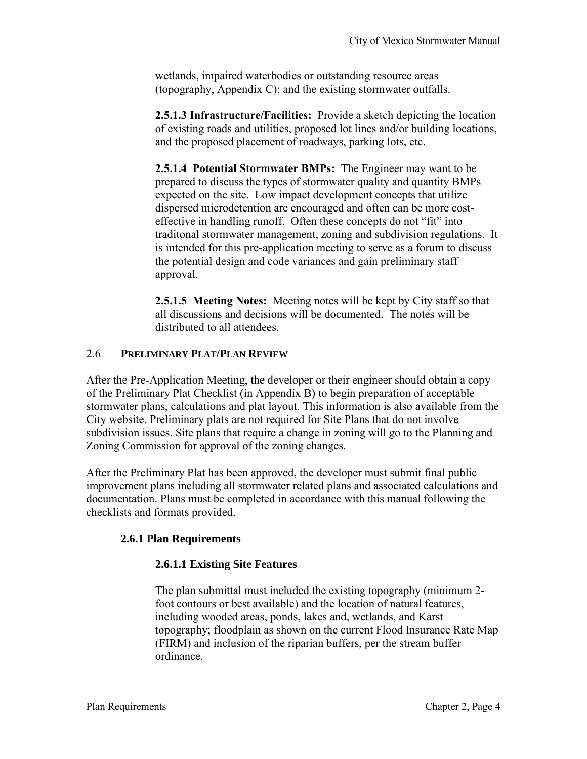wetlands, impaired waterbodies or outstanding resource areas (topography, Appendix C); and the existing stormwater outfalls.

**2.5.1.3 Infrastructure/Facilities:** Provide a sketch depicting the location of existing roads and utilities, proposed lot lines and/or building locations, and the proposed placement of roadways, parking lots, etc.

**2.5.1.4 Potential Stormwater BMPs:** The Engineer may want to be prepared to discuss the types of stormwater quality and quantity BMPs expected on the site. Low impact development concepts that utilize dispersed microdetention are encouraged and often can be more cost-effective in handling runoff. Often these concepts do not "fit" into traditonal stormwater management, zoning and subdivision regulations. It is intended for this pre-application meeting to serve as a forum to discuss the potential design and code variances and gain preliminary staff approval.

**2.5.1.5 Meeting Notes:** Meeting notes will be kept by City staff so that all discussions and decisions will be documented. The notes will be distributed to all attendees.

## 2.6 PRELIMINARY PLAT/PLAN REVIEW

After the Pre-Application Meeting, the developer or their engineer should obtain a copy of the Preliminary Plat Checklist (in Appendix B) to begin preparation of acceptable stormwater plans, calculations and plat layout. This information is also available from the City website. Preliminary plats are not required for Site Plans that do not involve subdivision issues. Site plans that require a change in zoning will go to the Planning and Zoning Commission for approval of the zoning changes.

After the Preliminary Plat has been approved, the developer must submit final public improvement plans including all stormwater related plans and associated calculations and documentation. Plans must be completed in accordance with this manual following the checklists and formats provided.

### 2.6.1 Plan Requirements

#### 2.6.1.1 Existing Site Features

The plan submittal must included the existing topography (minimum 2-foot contours or best available) and the location of natural features, including wooded areas, ponds, lakes and, wetlands, and Karst topography; floodplain as shown on the current Flood Insurance Rate Map (FIRM) and inclusion of the riparian buffers, per the stream buffer ordinance.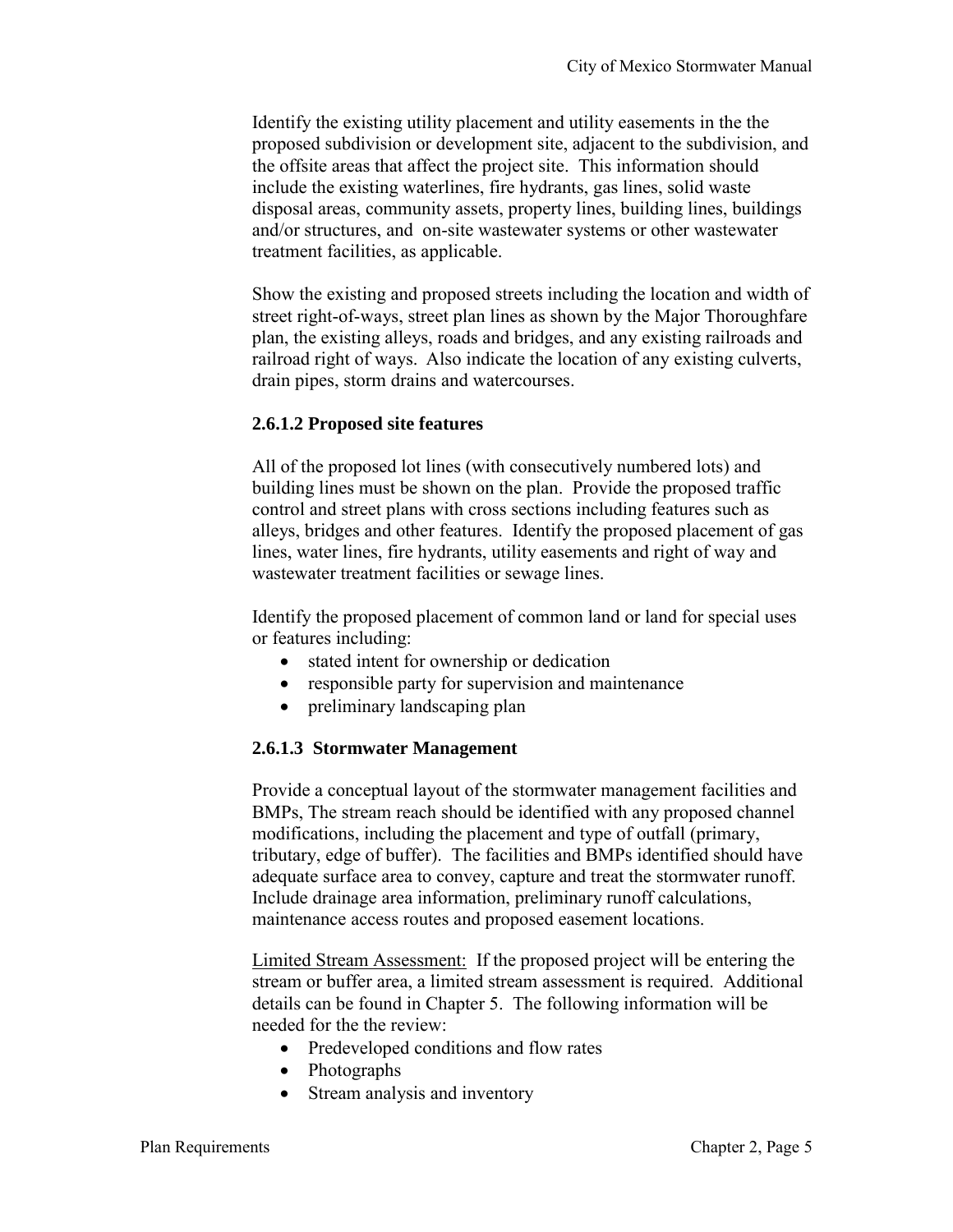Identify the existing utility placement and utility easements in the the proposed subdivision or development site, adjacent to the subdivision, and the offsite areas that affect the project site. This information should include the existing waterlines, fire hydrants, gas lines, solid waste disposal areas, community assets, property lines, building lines, buildings and/or structures, and on-site wastewater systems or other wastewater treatment facilities, as applicable.

Show the existing and proposed streets including the location and width of street right-of-ways, street plan lines as shown by the Major Thoroughfare plan, the existing alleys, roads and bridges, and any existing railroads and railroad right of ways. Also indicate the location of any existing culverts, drain pipes, storm drains and watercourses.

#### 2.6.1.2 Proposed site features

All of the proposed lot lines (with consecutively numbered lots) and building lines must be shown on the plan. Provide the proposed traffic control and street plans with cross sections including features such as alleys, bridges and other features. Identify the proposed placement of gas lines, water lines, fire hydrants, utility easements and right of way and wastewater treatment facilities or sewage lines.

Identify the proposed placement of common land or land for special uses or features including:

- stated intent for ownership or dedication
- responsible party for supervision and maintenance
- preliminary landscaping plan

#### 2.6.1.3 Stormwater Management

Provide a conceptual layout of the stormwater management facilities and BMPs, The stream reach should be identified with any proposed channel modifications, including the placement and type of outfall (primary, tributary, edge of buffer). The facilities and BMPs identified should have adequate surface area to convey, capture and treat the stormwater runoff. Include drainage area information, preliminary runoff calculations, maintenance access routes and proposed easement locations.

<u>Limited Stream Assessment:</u> If the proposed project will be entering the stream or buffer area, a limited stream assessment is required. Additional details can be found in Chapter 5. The following information will be needed for the the review:

- Predeveloped conditions and flow rates
- Photographs
- Stream analysis and inventory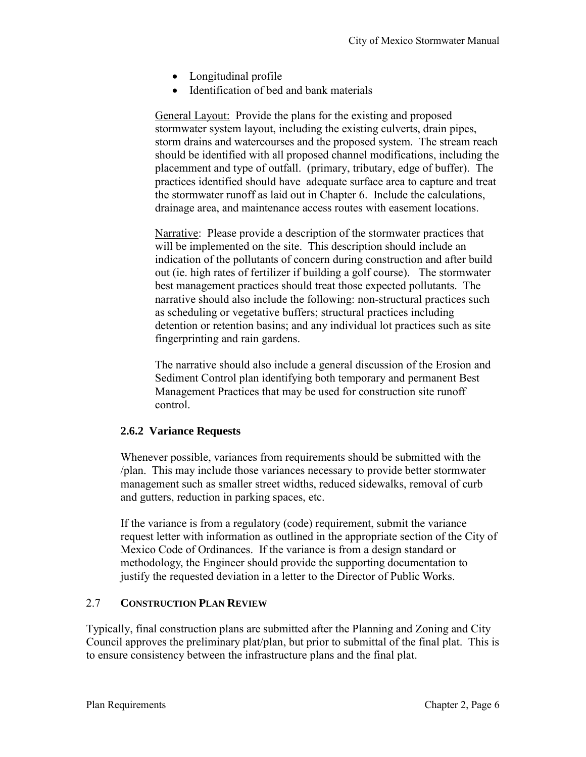- Longitudinal profile
- Identification of bed and bank materials

General Layout: Provide the plans for the existing and proposed stormwater system layout, including the existing culverts, drain pipes, storm drains and watercourses and the proposed system. The stream reach should be identified with all proposed channel modifications, including the placemment and type of outfall. (primary, tributary, edge of buffer). The practices identified should have adequate surface area to capture and treat the stormwater runoff as laid out in Chapter 6. Include the calculations, drainage area, and maintenance access routes with easement locations.

Narrative: Please provide a description of the stormwater practices that will be implemented on the site. This description should include an indication of the pollutants of concern during construction and after build out (ie. high rates of fertilizer if building a golf course). The stormwater best management practices should treat those expected pollutants. The narrative should also include the following: non-structural practices such as scheduling or vegetative buffers; structural practices including detention or retention basins; and any individual lot practices such as site fingerprinting and rain gardens.

The narrative should also include a general discussion of the Erosion and Sediment Control plan identifying both temporary and permanent Best Management Practices that may be used for construction site runoff control.

### 2.6.2 Variance Requests

Whenever possible, variances from requirements should be submitted with the /plan. This may include those variances necessary to provide better stormwater management such as smaller street widths, reduced sidewalks, removal of curb and gutters, reduction in parking spaces, etc.

If the variance is from a regulatory (code) requirement, submit the variance request letter with information as outlined in the appropriate section of the City of Mexico Code of Ordinances. If the variance is from a design standard or methodology, the Engineer should provide the supporting documentation to justify the requested deviation in a letter to the Director of Public Works.

## 2.7 CONSTRUCTION PLAN REVIEW

Typically, final construction plans are submitted after the Planning and Zoning and City Council approves the preliminary plat/plan, but prior to submittal of the final plat. This is to ensure consistency between the infrastructure plans and the final plat.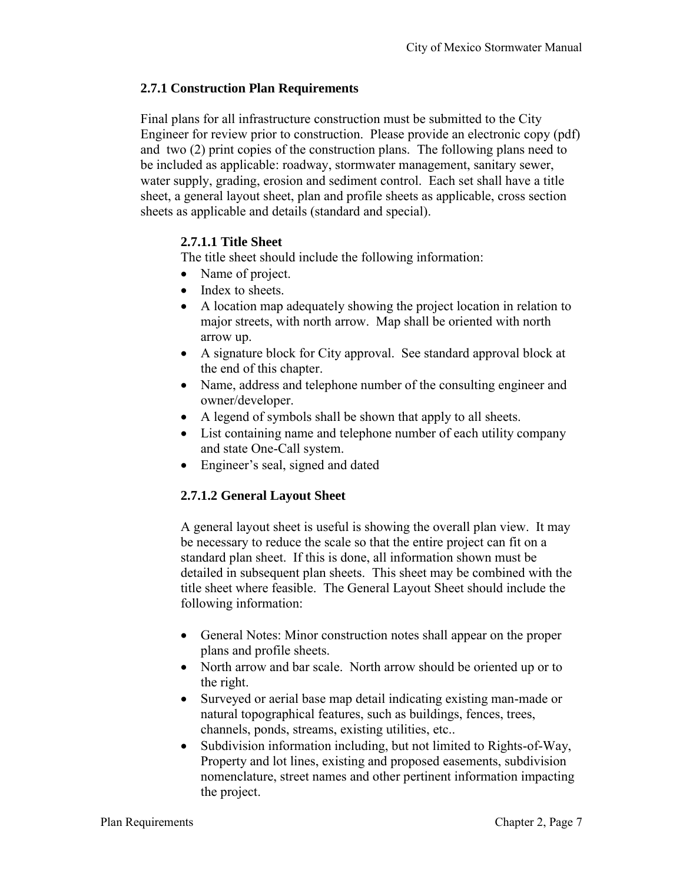### 2.7.1 Construction Plan Requirements

Final plans for all infrastructure construction must be submitted to the City Engineer for review prior to construction. Please provide an electronic copy (pdf) and two (2) print copies of the construction plans. The following plans need to be included as applicable: roadway, stormwater management, sanitary sewer, water supply, grading, erosion and sediment control. Each set shall have a title sheet, a general layout sheet, plan and profile sheets as applicable, cross section sheets as applicable and details (standard and special).

#### 2.7.1.1 Title Sheet

The title sheet should include the following information:

- Name of project.
- Index to sheets.
- A location map adequately showing the project location in relation to major streets, with north arrow. Map shall be oriented with north arrow up.
- A signature block for City approval. See standard approval block at the end of this chapter.
- Name, address and telephone number of the consulting engineer and owner/developer.
- A legend of symbols shall be shown that apply to all sheets.
- List containing name and telephone number of each utility company and state One-Call system.
- Engineer's seal, signed and dated

#### 2.7.1.2 General Layout Sheet

A general layout sheet is useful is showing the overall plan view. It may be necessary to reduce the scale so that the entire project can fit on a standard plan sheet. If this is done, all information shown must be detailed in subsequent plan sheets. This sheet may be combined with the title sheet where feasible. The General Layout Sheet should include the following information:

- General Notes: Minor construction notes shall appear on the proper plans and profile sheets.
- North arrow and bar scale. North arrow should be oriented up or to the right.
- Surveyed or aerial base map detail indicating existing man-made or natural topographical features, such as buildings, fences, trees, channels, ponds, streams, existing utilities, etc..
- Subdivision information including, but not limited to Rights-of-Way, Property and lot lines, existing and proposed easements, subdivision nomenclature, street names and other pertinent information impacting the project.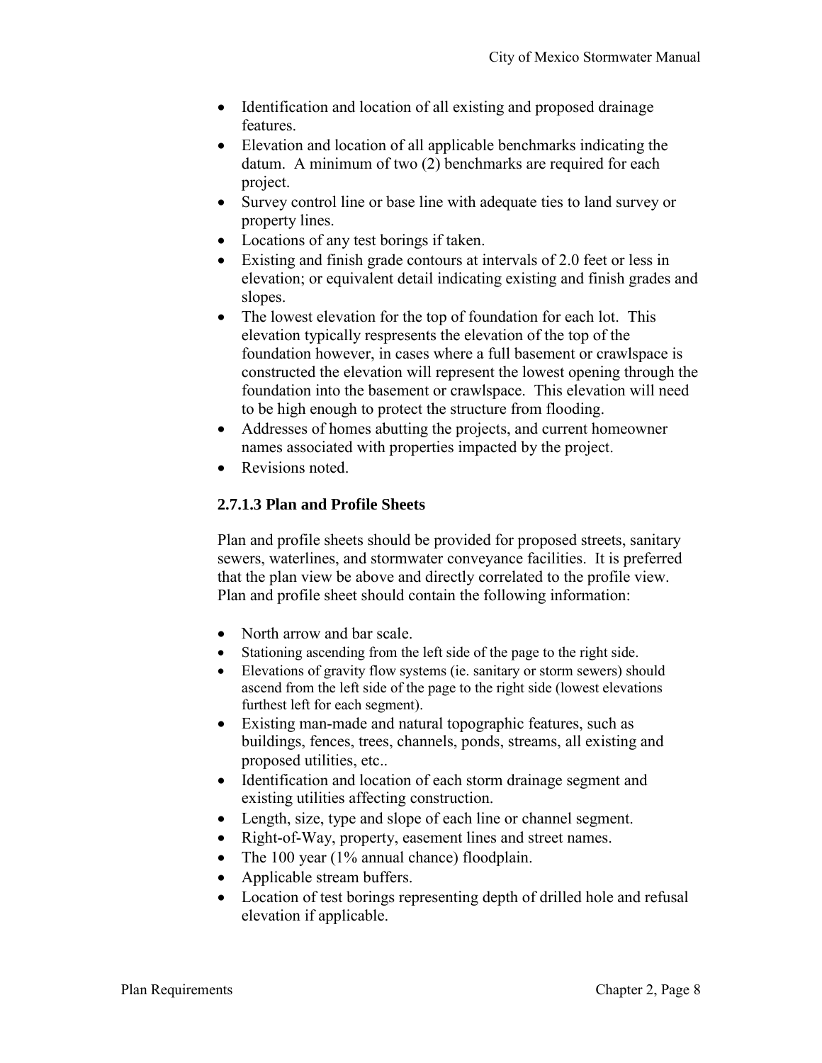- Identification and location of all existing and proposed drainage features.
- Elevation and location of all applicable benchmarks indicating the datum. A minimum of two (2) benchmarks are required for each project.
- Survey control line or base line with adequate ties to land survey or property lines.
- Locations of any test borings if taken.
- Existing and finish grade contours at intervals of 2.0 feet or less in elevation; or equivalent detail indicating existing and finish grades and slopes.
- The lowest elevation for the top of foundation for each lot. This elevation typically respresents the elevation of the top of the foundation however, in cases where a full basement or crawlspace is constructed the elevation will represent the lowest opening through the foundation into the basement or crawlspace. This elevation will need to be high enough to protect the structure from flooding.
- Addresses of homes abutting the projects, and current homeowner names associated with properties impacted by the project.
- Revisions noted.

### 2.7.1.3 Plan and Profile Sheets

Plan and profile sheets should be provided for proposed streets, sanitary sewers, waterlines, and stormwater conveyance facilities. It is preferred that the plan view be above and directly correlated to the profile view. Plan and profile sheet should contain the following information:

- North arrow and bar scale.
- Stationing ascending from the left side of the page to the right side.
- Elevations of gravity flow systems (ie. sanitary or storm sewers) should ascend from the left side of the page to the right side (lowest elevations furthest left for each segment).
- Existing man-made and natural topographic features, such as buildings, fences, trees, channels, ponds, streams, all existing and proposed utilities, etc..
- Identification and location of each storm drainage segment and existing utilities affecting construction.
- Length, size, type and slope of each line or channel segment.
- Right-of-Way, property, easement lines and street names.
- The 100 year (1% annual chance) floodplain.
- Applicable stream buffers.
- Location of test borings representing depth of drilled hole and refusal elevation if applicable.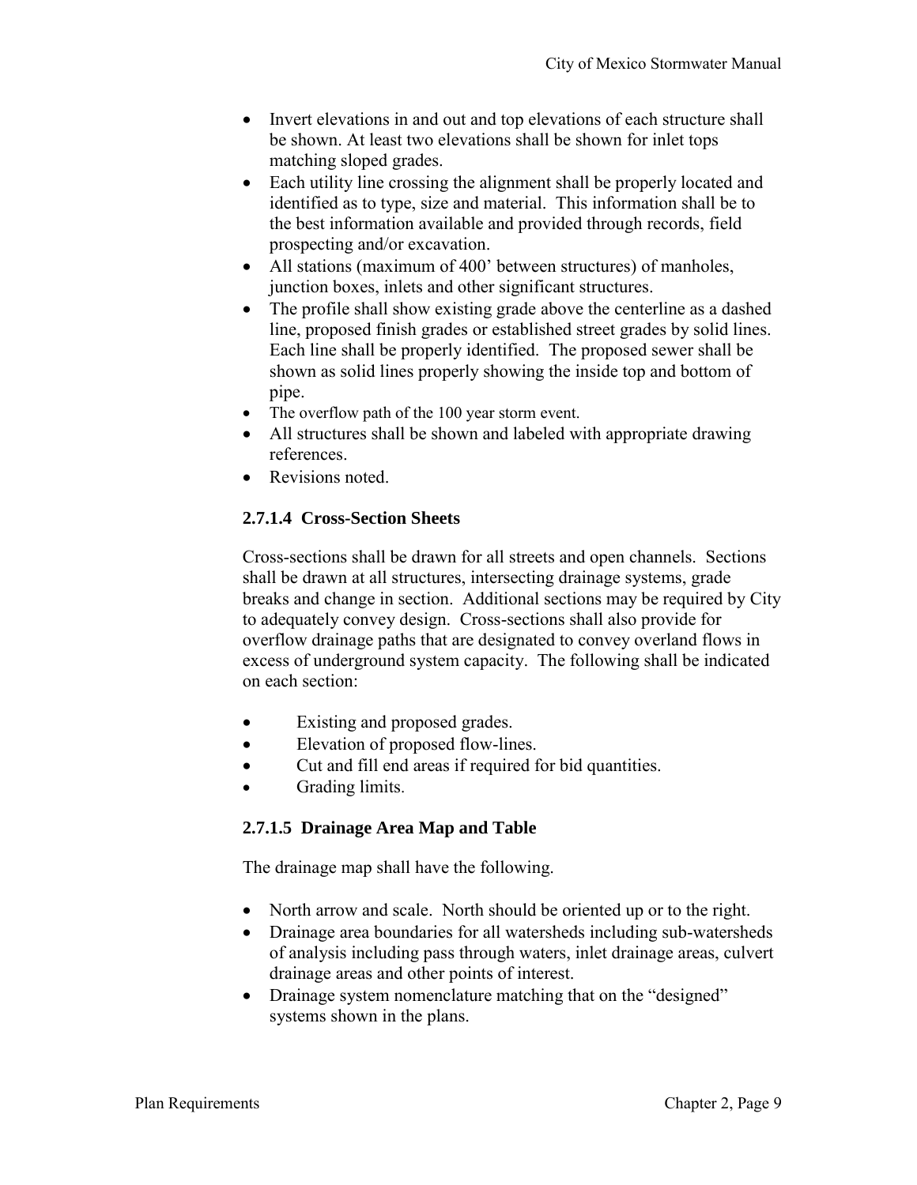- Invert elevations in and out and top elevations of each structure shall be shown. At least two elevations shall be shown for inlet tops matching sloped grades.
- Each utility line crossing the alignment shall be properly located and identified as to type, size and material. This information shall be to the best information available and provided through records, field prospecting and/or excavation.
- All stations (maximum of 400' between structures) of manholes, junction boxes, inlets and other significant structures.
- The profile shall show existing grade above the centerline as a dashed line, proposed finish grades or established street grades by solid lines. Each line shall be properly identified. The proposed sewer shall be shown as solid lines properly showing the inside top and bottom of pipe.
- The overflow path of the 100 year storm event.
- All structures shall be shown and labeled with appropriate drawing references.
- Revisions noted.

#### 2.7.1.4 Cross-Section Sheets

Cross-sections shall be drawn for all streets and open channels. Sections shall be drawn at all structures, intersecting drainage systems, grade breaks and change in section. Additional sections may be required by City to adequately convey design. Cross-sections shall also provide for overflow drainage paths that are designated to convey overland flows in excess of underground system capacity. The following shall be indicated on each section:

- Existing and proposed grades.
- Elevation of proposed flow-lines.
- Cut and fill end areas if required for bid quantities.
- Grading limits.

#### 2.7.1.5 Drainage Area Map and Table

The drainage map shall have the following.

- North arrow and scale. North should be oriented up or to the right.
- Drainage area boundaries for all watersheds including sub-watersheds of analysis including pass through waters, inlet drainage areas, culvert drainage areas and other points of interest.
- Drainage system nomenclature matching that on the "designed" systems shown in the plans.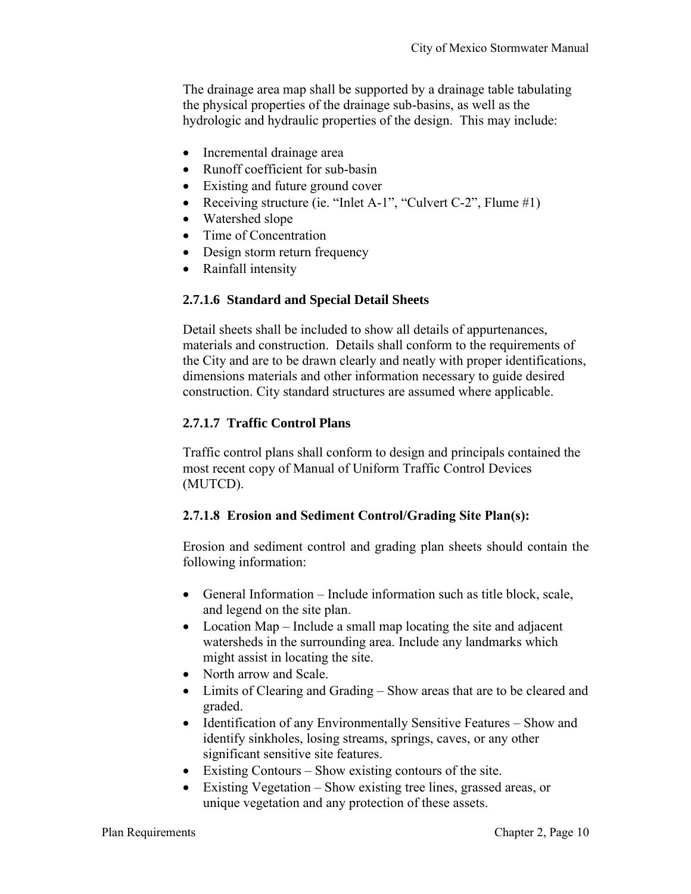The drainage area map shall be supported by a drainage table tabulating the physical properties of the drainage sub-basins, as well as the hydrologic and hydraulic properties of the design. This may include:

- Incremental drainage area
- Runoff coefficient for sub-basin
- Existing and future ground cover
- Receiving structure (ie. "Inlet A-1", "Culvert C-2", Flume #1)
- Watershed slope
- Time of Concentration
- Design storm return frequency
- Rainfall intensity

#### 2.7.1.6 Standard and Special Detail Sheets

Detail sheets shall be included to show all details of appurtenances, materials and construction. Details shall conform to the requirements of the City and are to be drawn clearly and neatly with proper identifications, dimensions materials and other information necessary to guide desired construction. City standard structures are assumed where applicable.

#### 2.7.1.7 Traffic Control Plans

Traffic control plans shall conform to design and principals contained the most recent copy of Manual of Uniform Traffic Control Devices (MUTCD).

#### 2.7.1.8 Erosion and Sediment Control/Grading Site Plan(s):

Erosion and sediment control and grading plan sheets should contain the following information:

- General Information – Include information such as title block, scale, and legend on the site plan.
- Location Map – Include a small map locating the site and adjacent watersheds in the surrounding area. Include any landmarks which might assist in locating the site.
- North arrow and Scale.
- Limits of Clearing and Grading – Show areas that are to be cleared and graded.
- Identification of any Environmentally Sensitive Features – Show and identify sinkholes, losing streams, springs, caves, or any other significant sensitive site features.
- Existing Contours – Show existing contours of the site.
- Existing Vegetation – Show existing tree lines, grassed areas, or unique vegetation and any protection of these assets.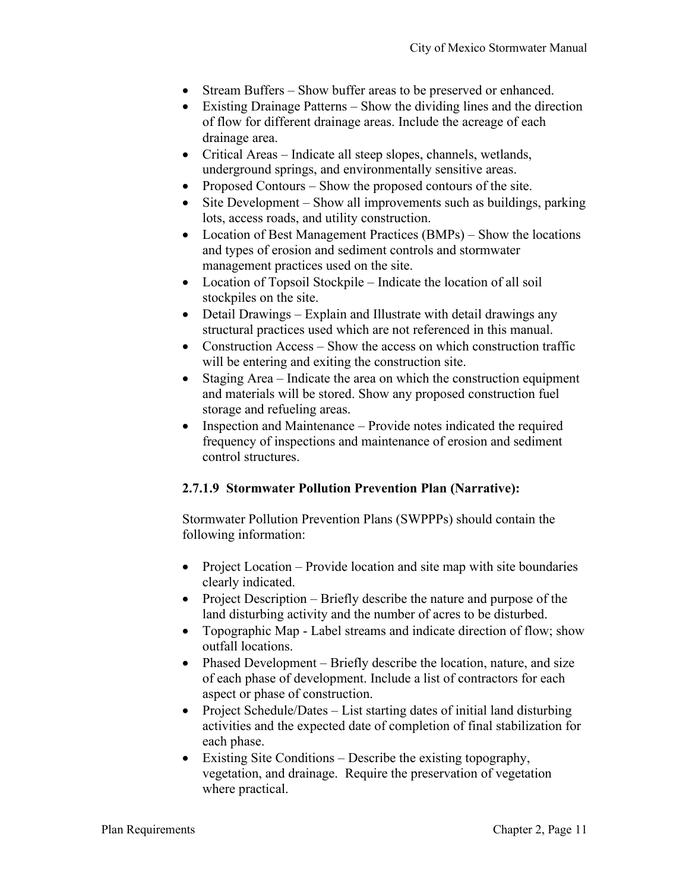- Stream Buffers – Show buffer areas to be preserved or enhanced.
- Existing Drainage Patterns – Show the dividing lines and the direction of flow for different drainage areas. Include the acreage of each drainage area.
- Critical Areas – Indicate all steep slopes, channels, wetlands, underground springs, and environmentally sensitive areas.
- Proposed Contours – Show the proposed contours of the site.
- Site Development – Show all improvements such as buildings, parking lots, access roads, and utility construction.
- Location of Best Management Practices (BMPs) – Show the locations and types of erosion and sediment controls and stormwater management practices used on the site.
- Location of Topsoil Stockpile – Indicate the location of all soil stockpiles on the site.
- Detail Drawings – Explain and Illustrate with detail drawings any structural practices used which are not referenced in this manual.
- Construction Access – Show the access on which construction traffic will be entering and exiting the construction site.
- Staging Area – Indicate the area on which the construction equipment and materials will be stored. Show any proposed construction fuel storage and refueling areas.
- Inspection and Maintenance – Provide notes indicated the required frequency of inspections and maintenance of erosion and sediment control structures.

#### 2.7.1.9 Stormwater Pollution Prevention Plan (Narrative):

Stormwater Pollution Prevention Plans (SWPPPs) should contain the following information:

- Project Location – Provide location and site map with site boundaries clearly indicated.
- Project Description – Briefly describe the nature and purpose of the land disturbing activity and the number of acres to be disturbed.
- Topographic Map - Label streams and indicate direction of flow; show outfall locations.
- Phased Development – Briefly describe the location, nature, and size of each phase of development. Include a list of contractors for each aspect or phase of construction.
- Project Schedule/Dates – List starting dates of initial land disturbing activities and the expected date of completion of final stabilization for each phase.
- Existing Site Conditions – Describe the existing topography, vegetation, and drainage. Require the preservation of vegetation where practical.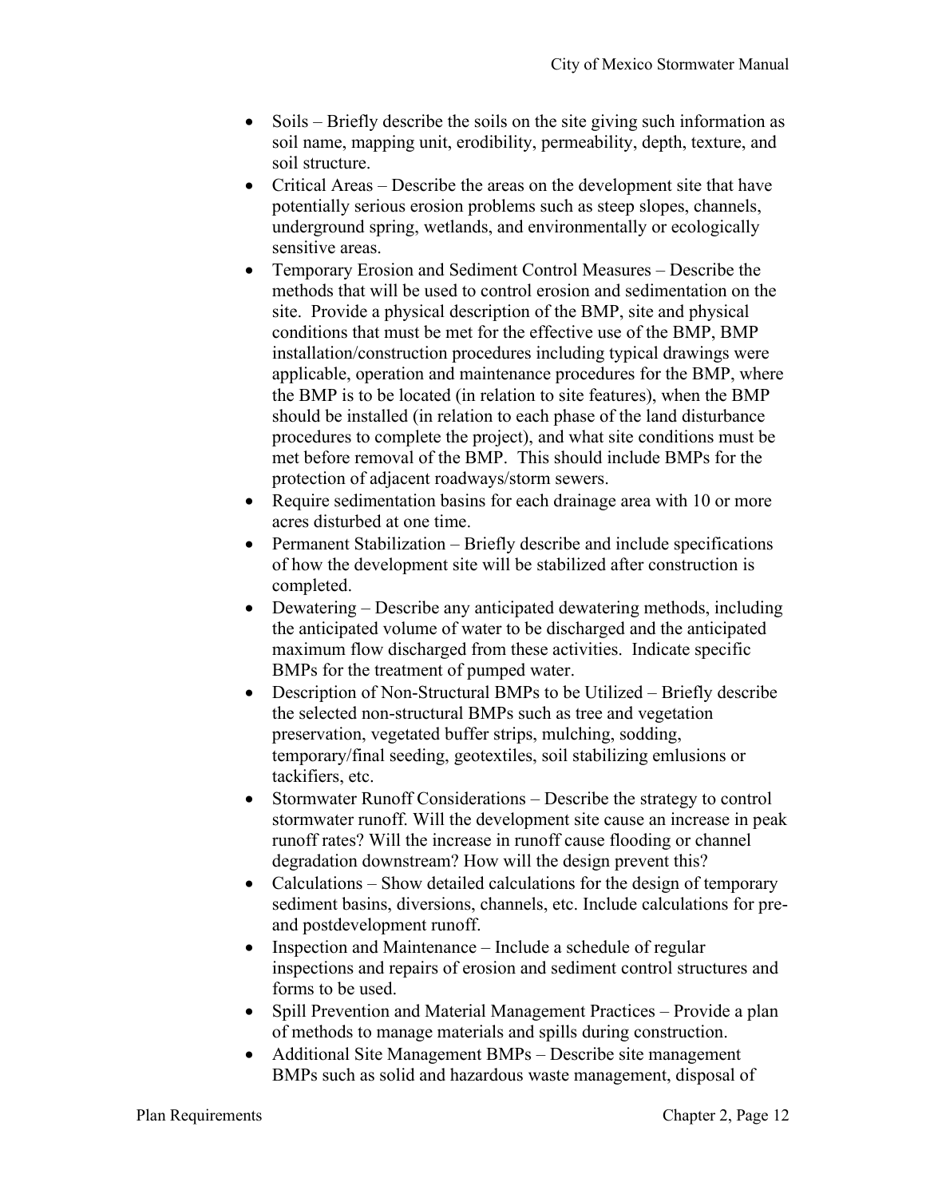- Soils – Briefly describe the soils on the site giving such information as soil name, mapping unit, erodibility, permeability, depth, texture, and soil structure.
- Critical Areas – Describe the areas on the development site that have potentially serious erosion problems such as steep slopes, channels, underground spring, wetlands, and environmentally or ecologically sensitive areas.
- Temporary Erosion and Sediment Control Measures – Describe the methods that will be used to control erosion and sedimentation on the site. Provide a physical description of the BMP, site and physical conditions that must be met for the effective use of the BMP, BMP installation/construction procedures including typical drawings were applicable, operation and maintenance procedures for the BMP, where the BMP is to be located (in relation to site features), when the BMP should be installed (in relation to each phase of the land disturbance procedures to complete the project), and what site conditions must be met before removal of the BMP. This should include BMPs for the protection of adjacent roadways/storm sewers.
- Require sedimentation basins for each drainage area with 10 or more acres disturbed at one time.
- Permanent Stabilization – Briefly describe and include specifications of how the development site will be stabilized after construction is completed.
- Dewatering – Describe any anticipated dewatering methods, including the anticipated volume of water to be discharged and the anticipated maximum flow discharged from these activities. Indicate specific BMPs for the treatment of pumped water.
- Description of Non-Structural BMPs to be Utilized – Briefly describe the selected non-structural BMPs such as tree and vegetation preservation, vegetated buffer strips, mulching, sodding, temporary/final seeding, geotextiles, soil stabilizing emlusions or tackifiers, etc.
- Stormwater Runoff Considerations – Describe the strategy to control stormwater runoff. Will the development site cause an increase in peak runoff rates? Will the increase in runoff cause flooding or channel degradation downstream? How will the design prevent this?
- Calculations – Show detailed calculations for the design of temporary sediment basins, diversions, channels, etc. Include calculations for pre- and postdevelopment runoff.
- Inspection and Maintenance – Include a schedule of regular inspections and repairs of erosion and sediment control structures and forms to be used.
- Spill Prevention and Material Management Practices – Provide a plan of methods to manage materials and spills during construction.
- Additional Site Management BMPs – Describe site management BMPs such as solid and hazardous waste management, disposal of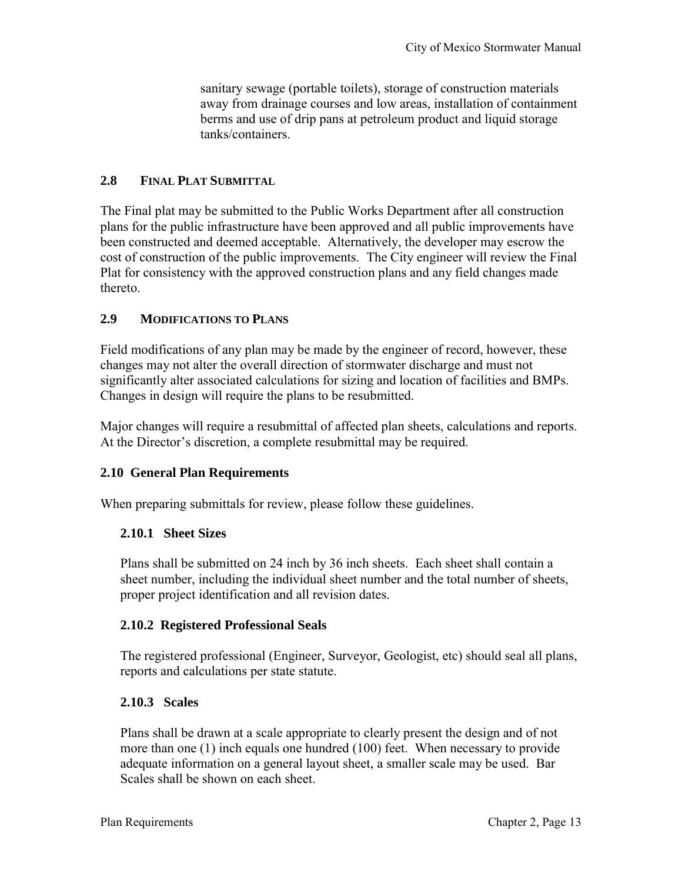sanitary sewage (portable toilets), storage of construction materials away from drainage courses and low areas, installation of containment berms and use of drip pans at petroleum product and liquid storage tanks/containers.

## 2.8 FINAL PLAT SUBMITTAL

The Final plat may be submitted to the Public Works Department after all construction plans for the public infrastructure have been approved and all public improvements have been constructed and deemed acceptable. Alternatively, the developer may escrow the cost of construction of the public improvements. The City engineer will review the Final Plat for consistency with the approved construction plans and any field changes made thereto.

## 2.9 MODIFICATIONS TO PLANS

Field modifications of any plan may be made by the engineer of record, however, these changes may not alter the overall direction of stormwater discharge and must not significantly alter associated calculations for sizing and location of facilities and BMPs. Changes in design will require the plans to be resubmitted.

Major changes will require a resubmittal of affected plan sheets, calculations and reports. At the Director's discretion, a complete resubmittal may be required.

## 2.10 General Plan Requirements

When preparing submittals for review, please follow these guidelines.

### 2.10.1 Sheet Sizes

Plans shall be submitted on 24 inch by 36 inch sheets. Each sheet shall contain a sheet number, including the individual sheet number and the total number of sheets, proper project identification and all revision dates.

### 2.10.2 Registered Professional Seals

The registered professional (Engineer, Surveyor, Geologist, etc) should seal all plans, reports and calculations per state statute.

### 2.10.3 Scales

Plans shall be drawn at a scale appropriate to clearly present the design and of not more than one (1) inch equals one hundred (100) feet. When necessary to provide adequate information on a general layout sheet, a smaller scale may be used. Bar Scales shall be shown on each sheet.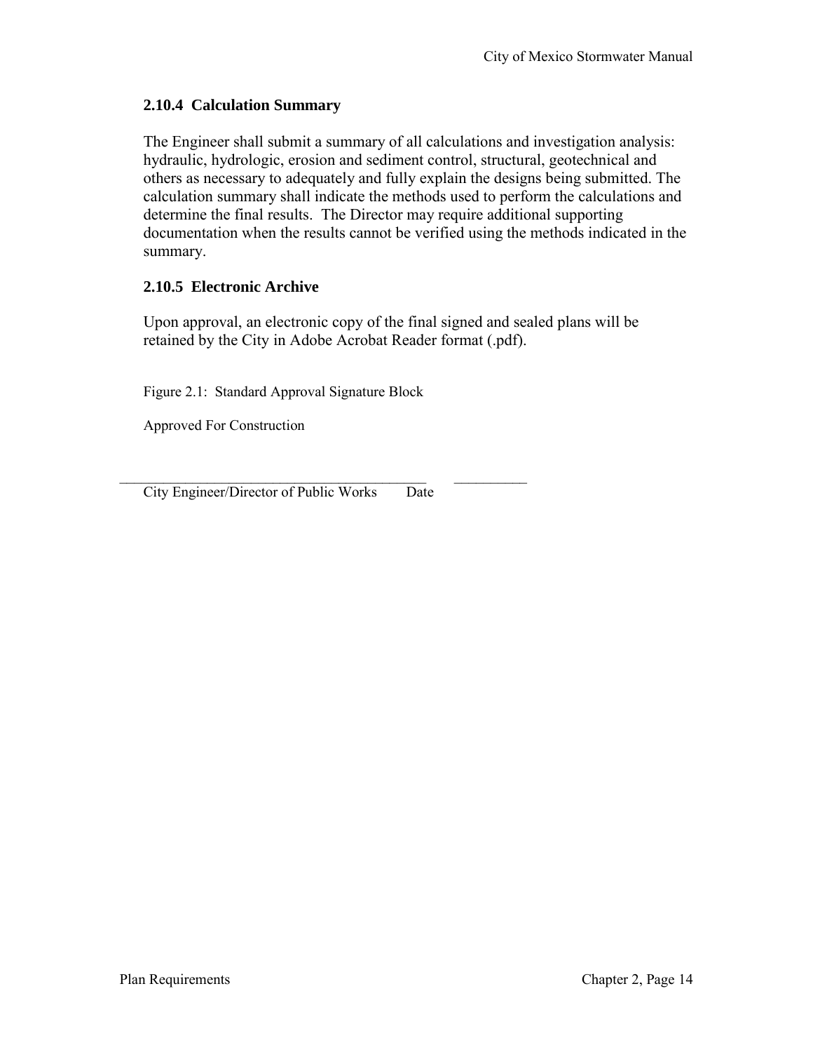### 2.10.4 Calculation Summary

The Engineer shall submit a summary of all calculations and investigation analysis: hydraulic, hydrologic, erosion and sediment control, structural, geotechnical and others as necessary to adequately and fully explain the designs being submitted. The calculation summary shall indicate the methods used to perform the calculations and determine the final results. The Director may require additional supporting documentation when the results cannot be verified using the methods indicated in the summary.

### 2.10.5 Electronic Archive

Upon approval, an electronic copy of the final signed and sealed plans will be retained by the City in Adobe Acrobat Reader format (.pdf).

Figure 2.1: Standard Approval Signature Block

Approved For Construction

\_\_\_\_\_\_\_\_\_\_\_\_\_\_\_\_\_\_\_\_\_\_\_\_\_\_\_\_\_\_\_\_\_\_\_\_\_\_\_\_ \_\_\_\_\_\_\_\_\_\_

City Engineer/Director of Public Works Date